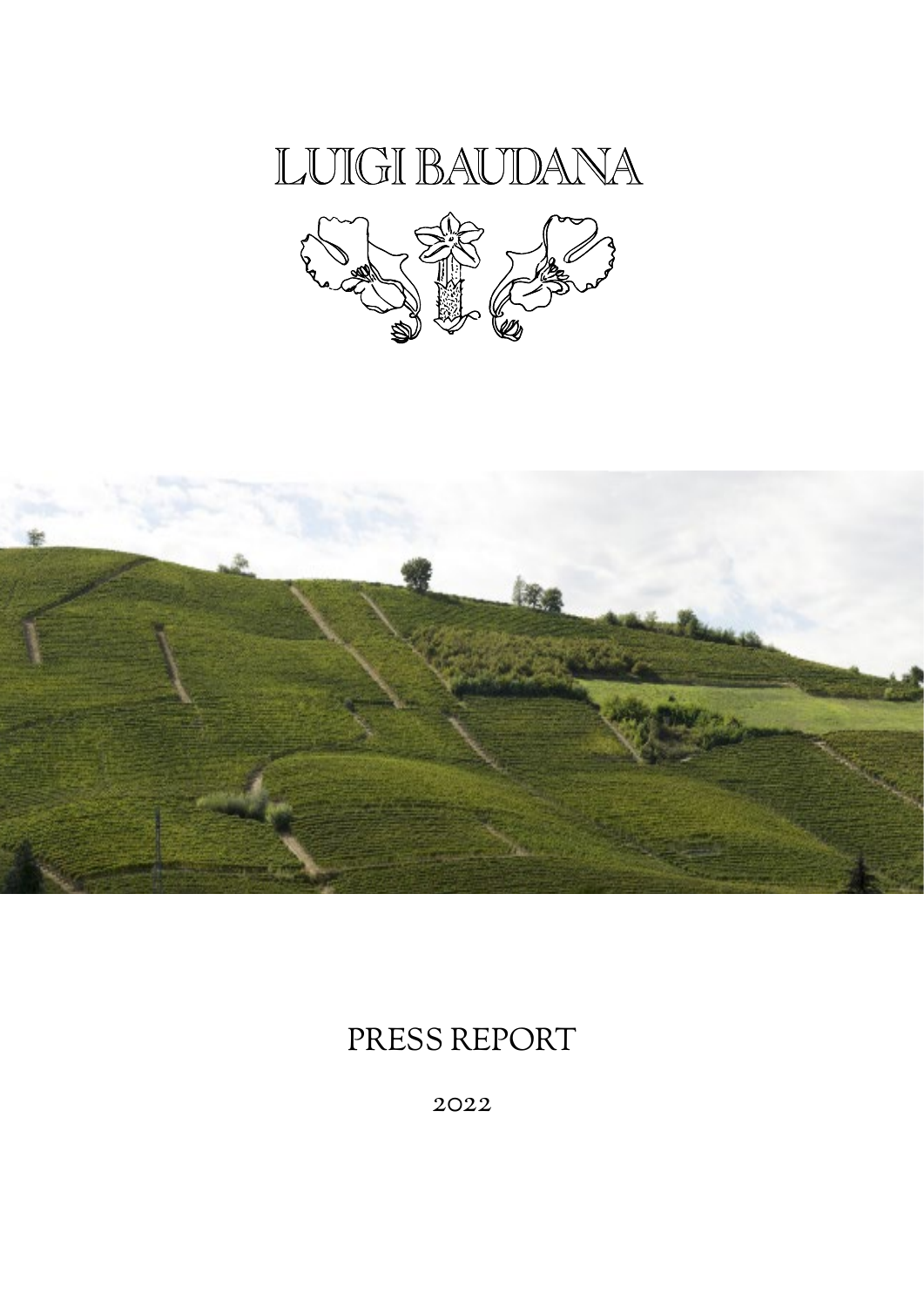# LUIGI BAUDANA

# PRESS REPORT

2022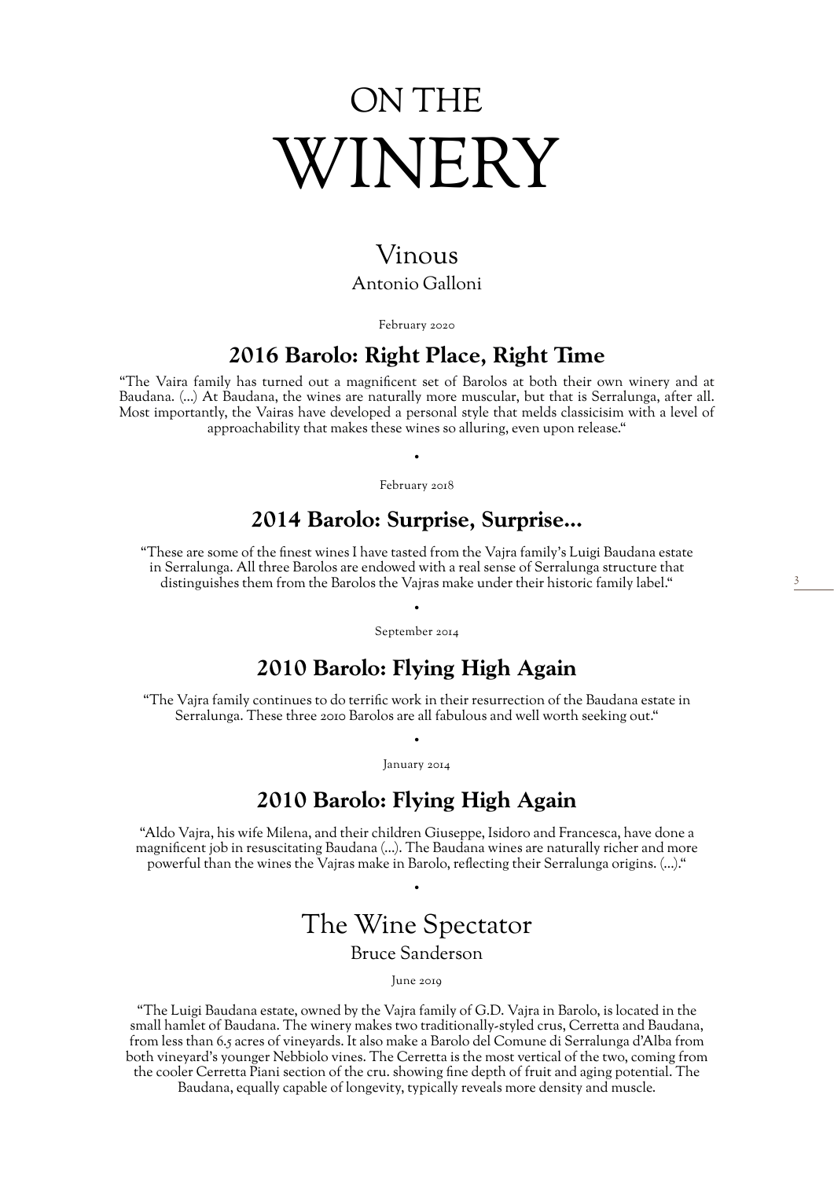# ON THE WINERY

## Vinous

Antonio Galloni

February 2020

### 2016 Barolo: Right Place, Right Time

"The Vaira family has turned out a magnificent set of Barolos at both their own winery and at Baudana. (...) At Baudana, the wines are naturally more muscular, but that is Serralunga, after all. Most importantly, the Vairas have developed a personal style that melds classicisim with a level of approachability that makes these wines so alluring, even upon release."

•

February 2018

### 2014 Barolo: Surprise, Surprise...

"These are some of the finest wines I have tasted from the Vajra family's Luigi Baudana estate in Serralunga. All three Barolos are endowed with a real sense of Serralunga structure that distinguishes them from the Barolos the Vajras make under their historic family label."

•

September 2014

### 2010 Barolo: Flying High Again

"The Vajra family continues to do terrific work in their resurrection of the Baudana estate in Serralunga. These three 2010 Barolos are all fabulous and well worth seeking out."

•

January 2014

### 2010 Barolo: Flying High Again

"Aldo Vajra, his wife Milena, and their children Giuseppe, Isidoro and Francesca, have done a magnificent job in resuscitating Baudana (...). The Baudana wines are naturally richer and more powerful than the wines the Vajras make in Barolo, reflecting their Serralunga origins. (...)."

•

## The Wine Spectator

Bruce Sanderson

June 2019

"The Luigi Baudana estate, owned by the Vajra family of G.D. Vajra in Barolo, is located in the small hamlet of Baudana. The winery makes two traditionally-styled crus, Cerretta and Baudana, from less than 6.5 acres of vineyards. It also make a Barolo del Comune di Serralunga d'Alba from both vineyard's younger Nebbiolo vines. The Cerretta is the most vertical of the two, coming from the cooler Cerretta Piani section of the cru. showing fine depth of fruit and aging potential. The Baudana, equally capable of longevity, typically reveals more density and muscle.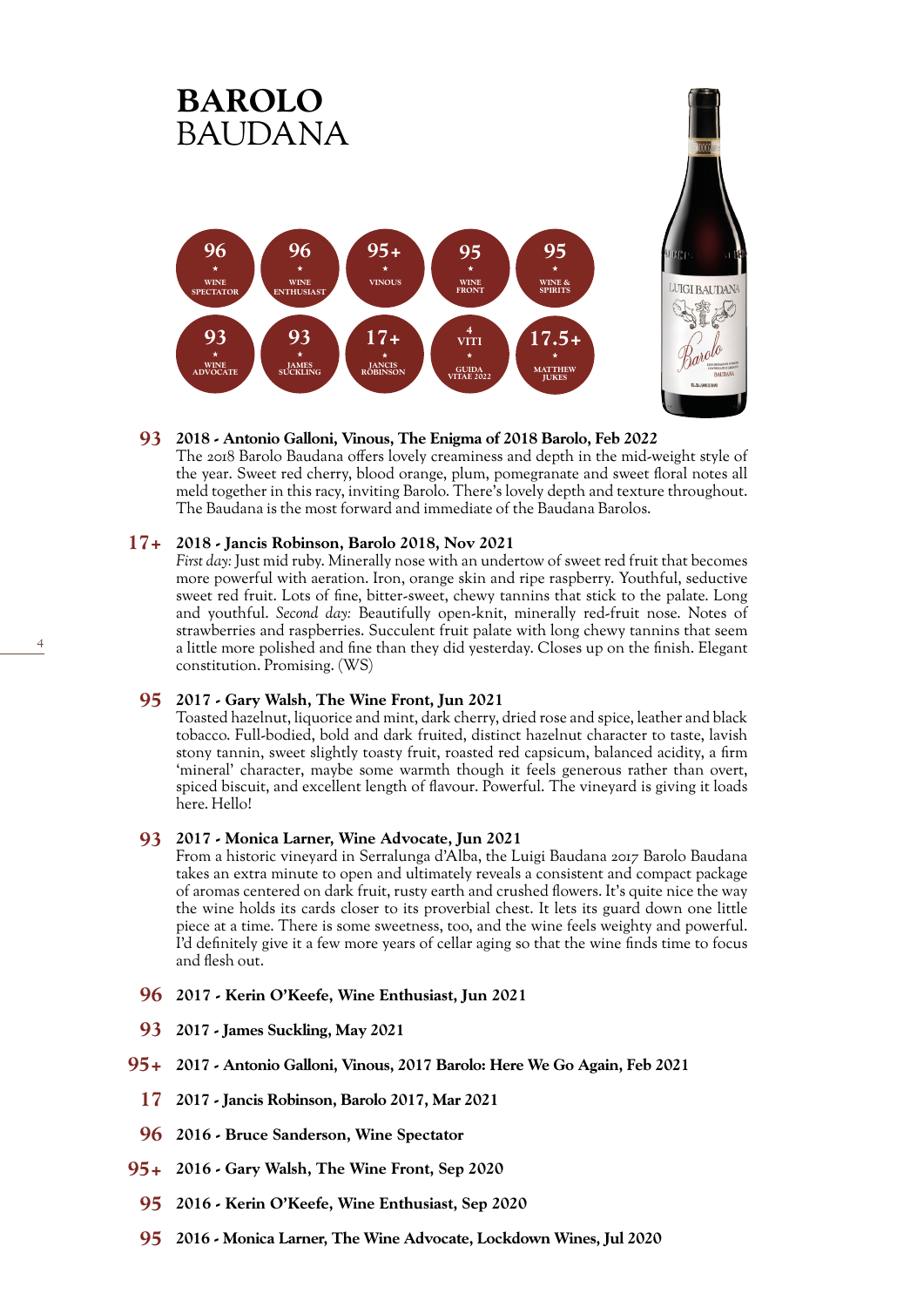# BAROLO
## BAUDANA

| Score | Source |
|---|---|
| 96 | Wine Spectator |
| 96 | Wine Enthusiast |
| 95+ | Vinous |
| 95 | Wine Front |
| 95 | Wine & Spirits |
| 93 | Wine Advocate |
| 93 | James Suckling |
| 17+ | Jancis Robinson |
| 4 Viti | Guida Vitae 2022 |
| 17.5+ | Matthew Jukes |

**93** **2018 - Antonio Galloni, Vinous, The Enigma of 2018 Barolo, Feb 2022**
The 2018 Barolo Baudana offers lovely creaminess and depth in the mid-weight style of the year. Sweet red cherry, blood orange, plum, pomegranate and sweet floral notes all meld together in this racy, inviting Barolo. There's lovely depth and texture throughout. The Baudana is the most forward and immediate of the Baudana Barolos.

**17+** **2018 - Jancis Robinson, Barolo 2018, Nov 2021**
*First day:* Just mid ruby. Minerally nose with an undertow of sweet red fruit that becomes more powerful with aeration. Iron, orange skin and ripe raspberry. Youthful, seductive sweet red fruit. Lots of fine, bitter-sweet, chewy tannins that stick to the palate. Long and youthful. *Second day:* Beautifully open-knit, minerally red-fruit nose. Notes of strawberries and raspberries. Succulent fruit palate with long chewy tannins that seem a little more polished and fine than they did yesterday. Closes up on the finish. Elegant constitution. Promising. (WS)

**95** **2017 - Gary Walsh, The Wine Front, Jun 2021**
Toasted hazelnut, liquorice and mint, dark cherry, dried rose and spice, leather and black tobacco. Full-bodied, bold and dark fruited, distinct hazelnut character to taste, lavish stony tannin, sweet slightly toasty fruit, roasted red capsicum, balanced acidity, a firm 'mineral' character, maybe some warmth though it feels generous rather than overt, spiced biscuit, and excellent length of flavour. Powerful. The vineyard is giving it loads here. Hello!

**93** **2017 - Monica Larner, Wine Advocate, Jun 2021**
From a historic vineyard in Serralunga d'Alba, the Luigi Baudana 2017 Barolo Baudana takes an extra minute to open and ultimately reveals a consistent and compact package of aromas centered on dark fruit, rusty earth and crushed flowers. It's quite nice the way the wine holds its cards closer to its proverbial chest. It lets its guard down one little piece at a time. There is some sweetness, too, and the wine feels weighty and powerful. I'd definitely give it a few more years of cellar aging so that the wine finds time to focus and flesh out.

**96** **2017 - Kerin O'Keefe, Wine Enthusiast, Jun 2021**

**93** **2017 - James Suckling, May 2021**

**95+** **2017 - Antonio Galloni, Vinous, 2017 Barolo: Here We Go Again, Feb 2021**

**17** **2017 - Jancis Robinson, Barolo 2017, Mar 2021**

**96** **2016 - Bruce Sanderson, Wine Spectator**

**95+** **2016 - Gary Walsh, The Wine Front, Sep 2020**

**95** **2016 - Kerin O'Keefe, Wine Enthusiast, Sep 2020**

**95** **2016 - Monica Larner, The Wine Advocate, Lockdown Wines, Jul 2020**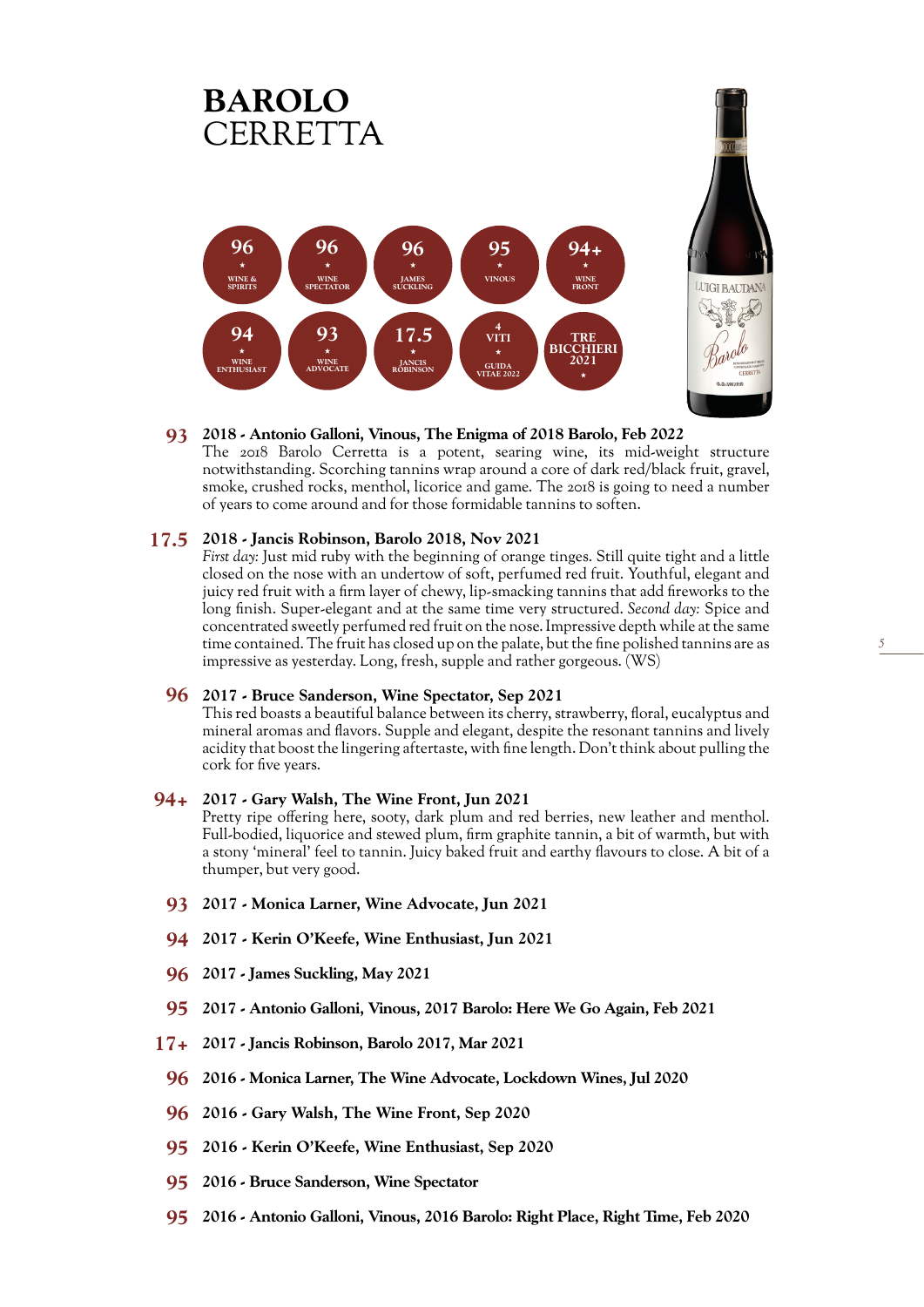# BAROLO
## CERRETTA

96 ★ WINE & SPIRITS | 96 ★ WINE SPECTATOR | 96 ★ JAMES SUCKLING | 95 ★ VINOUS | 94+ ★ WINE FRONT

94 ★ WINE ENTHUSIAST | 93 ★ WINE ADVOCATE | 17.5 ★ JANCIS ROBINSON | 4 VITI ★ GUIDA VITAE 2022 | TRE BICCHIERI 2021 ★

**93** **2018 - Antonio Galloni, Vinous, The Enigma of 2018 Barolo, Feb 2022**
The 2018 Barolo Cerretta is a potent, searing wine, its mid-weight structure notwithstanding. Scorching tannins wrap around a core of dark red/black fruit, gravel, smoke, crushed rocks, menthol, licorice and game. The 2018 is going to need a number of years to come around and for those formidable tannins to soften.

**17.5** **2018 - Jancis Robinson, Barolo 2018, Nov 2021**
*First day:* Just mid ruby with the beginning of orange tinges. Still quite tight and a little closed on the nose with an undertow of soft, perfumed red fruit. Youthful, elegant and juicy red fruit with a firm layer of chewy, lip-smacking tannins that add fireworks to the long finish. Super-elegant and at the same time very structured. *Second day:* Spice and concentrated sweetly perfumed red fruit on the nose. Impressive depth while at the same time contained. The fruit has closed up on the palate, but the fine polished tannins are as impressive as yesterday. Long, fresh, supple and rather gorgeous. (WS)

**96** **2017 - Bruce Sanderson, Wine Spectator, Sep 2021**
This red boasts a beautiful balance between its cherry, strawberry, floral, eucalyptus and mineral aromas and flavors. Supple and elegant, despite the resonant tannins and lively acidity that boost the lingering aftertaste, with fine length. Don't think about pulling the cork for five years.

**94+** **2017 - Gary Walsh, The Wine Front, Jun 2021**
Pretty ripe offering here, sooty, dark plum and red berries, new leather and menthol. Full-bodied, liquorice and stewed plum, firm graphite tannin, a bit of warmth, but with a stony 'mineral' feel to tannin. Juicy baked fruit and earthy flavours to close. A bit of a thumper, but very good.

**93** **2017 - Monica Larner, Wine Advocate, Jun 2021**

**94** **2017 - Kerin O'Keefe, Wine Enthusiast, Jun 2021**

**96** **2017 - James Suckling, May 2021**

**95** **2017 - Antonio Galloni, Vinous, 2017 Barolo: Here We Go Again, Feb 2021**

**17+** **2017 - Jancis Robinson, Barolo 2017, Mar 2021**

**96** **2016 - Monica Larner, The Wine Advocate, Lockdown Wines, Jul 2020**

**96** **2016 - Gary Walsh, The Wine Front, Sep 2020**

**95** **2016 - Kerin O'Keefe, Wine Enthusiast, Sep 2020**

**95** **2016 - Bruce Sanderson, Wine Spectator**

**95** **2016 - Antonio Galloni, Vinous, 2016 Barolo: Right Place, Right Time, Feb 2020**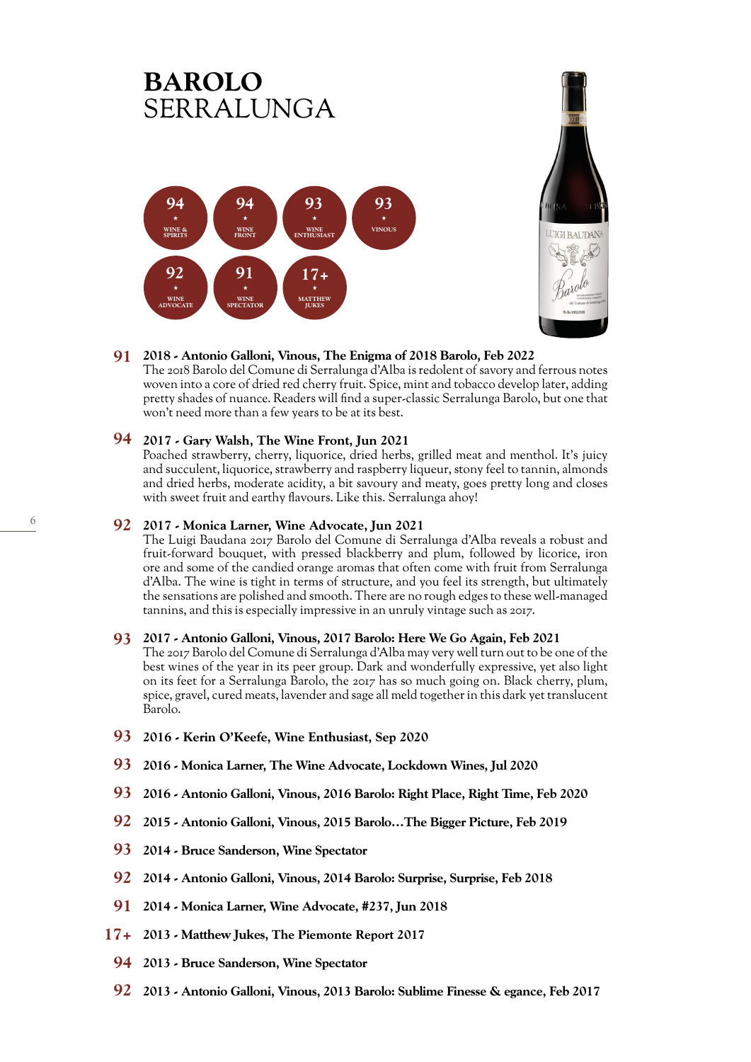# BAROLO
SERRALUNGA

94 WINE & SPIRITS | 94 WINE FRONT | 93 WINE ENTHUSIAST | 93 VINOUS

92 WINE ADVOCATE | 91 WINE SPECTATOR | 17+ MATTHEW JUKES

**91 2018 - Antonio Galloni, Vinous, The Enigma of 2018 Barolo, Feb 2022**
The 2018 Barolo del Comune di Serralunga d'Alba is redolent of savory and ferrous notes woven into a core of dried red cherry fruit. Spice, mint and tobacco develop later, adding pretty shades of nuance. Readers will find a super-classic Serralunga Barolo, but one that won't need more than a few years to be at its best.

**94 2017 - Gary Walsh, The Wine Front, Jun 2021**
Poached strawberry, cherry, liquorice, dried herbs, grilled meat and menthol. It's juicy and succulent, liquorice, strawberry and raspberry liqueur, stony feel to tannin, almonds and dried herbs, moderate acidity, a bit savoury and meaty, goes pretty long and closes with sweet fruit and earthy flavours. Like this. Serralunga ahoy!

**92 2017 - Monica Larner, Wine Advocate, Jun 2021**
The Luigi Baudana 2017 Barolo del Comune di Serralunga d'Alba reveals a robust and fruit-forward bouquet, with pressed blackberry and plum, followed by licorice, iron ore and some of the candied orange aromas that often come with fruit from Serralunga d'Alba. The wine is tight in terms of structure, and you feel its strength, but ultimately the sensations are polished and smooth. There are no rough edges to these well-managed tannins, and this is especially impressive in an unruly vintage such as 2017.

**93 2017 - Antonio Galloni, Vinous, 2017 Barolo: Here We Go Again, Feb 2021**
The 2017 Barolo del Comune di Serralunga d'Alba may very well turn out to be one of the best wines of the year in its peer group. Dark and wonderfully expressive, yet also light on its feet for a Serralunga Barolo, the 2017 has so much going on. Black cherry, plum, spice, gravel, cured meats, lavender and sage all meld together in this dark yet translucent Barolo.

**93 2016 - Kerin O'Keefe, Wine Enthusiast, Sep 2020**

**93 2016 - Monica Larner, The Wine Advocate, Lockdown Wines, Jul 2020**

**93 2016 - Antonio Galloni, Vinous, 2016 Barolo: Right Place, Right Time, Feb 2020**

**92 2015 - Antonio Galloni, Vinous, 2015 Barolo…The Bigger Picture, Feb 2019**

**93 2014 - Bruce Sanderson, Wine Spectator**

**92 2014 - Antonio Galloni, Vinous, 2014 Barolo: Surprise, Surprise, Feb 2018**

**91 2014 - Monica Larner, Wine Advocate, #237, Jun 2018**

**17+ 2013 - Matthew Jukes, The Piemonte Report 2017**

**94 2013 - Bruce Sanderson, Wine Spectator**

**92 2013 - Antonio Galloni, Vinous, 2013 Barolo: Sublime Finesse & egance, Feb 2017**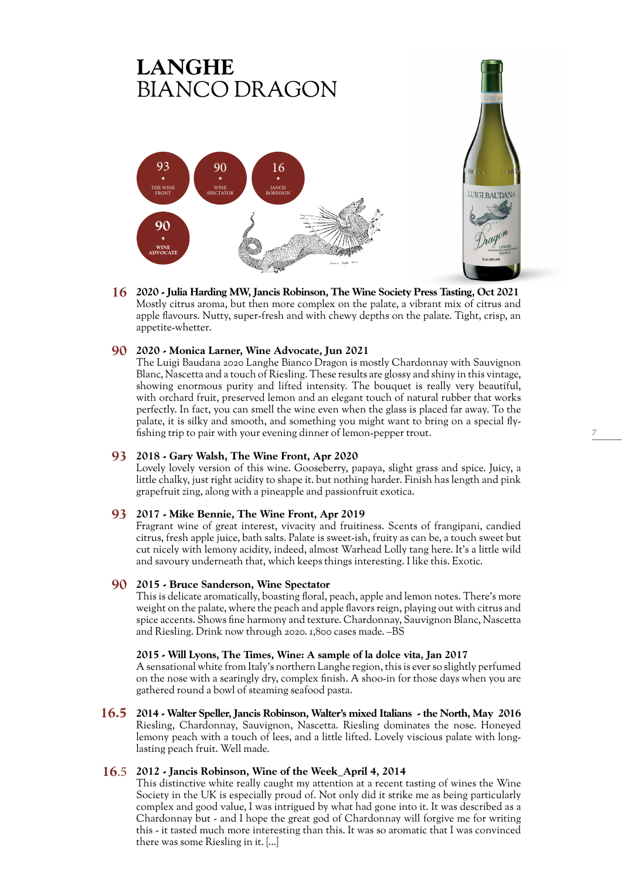# LANGHE
## BIANCO DRAGON

93 ★ THE WINE FRONT

90 ★ WINE SPECTATOR

16 ★ JANCIS ROBINSON

90 ★ WINE ADVOCATE

**16** **2020 - Julia Harding MW, Jancis Robinson, The Wine Society Press Tasting, Oct 2021**
Mostly citrus aroma, but then more complex on the palate, a vibrant mix of citrus and apple flavours. Nutty, super-fresh and with chewy depths on the palate. Tight, crisp, an appetite-whetter.

**90** **2020 - Monica Larner, Wine Advocate, Jun 2021**
The Luigi Baudana 2020 Langhe Bianco Dragon is mostly Chardonnay with Sauvignon Blanc, Nascetta and a touch of Riesling. These results are glossy and shiny in this vintage, showing enormous purity and lifted intensity. The bouquet is really very beautiful, with orchard fruit, preserved lemon and an elegant touch of natural rubber that works perfectly. In fact, you can smell the wine even when the glass is placed far away. To the palate, it is silky and smooth, and something you might want to bring on a special fly-fishing trip to pair with your evening dinner of lemon-pepper trout.

**93** **2018 - Gary Walsh, The Wine Front, Apr 2020**
Lovely lovely version of this wine. Gooseberry, papaya, slight grass and spice. Juicy, a little chalky, just right acidity to shape it. but nothing harder. Finish has length and pink grapefruit zing, along with a pineapple and passionfruit exotica.

**93** **2017 - Mike Bennie, The Wine Front, Apr 2019**
Fragrant wine of great interest, vivacity and fruitiness. Scents of frangipani, candied citrus, fresh apple juice, bath salts. Palate is sweet-ish, fruity as can be, a touch sweet but cut nicely with lemony acidity, indeed, almost Warhead Lolly tang here. It's a little wild and savoury underneath that, which keeps things interesting. I like this. Exotic.

**90** **2015 - Bruce Sanderson, Wine Spectator**
This is delicate aromatically, boasting floral, peach, apple and lemon notes. There's more weight on the palate, where the peach and apple flavors reign, playing out with citrus and spice accents. Shows fine harmony and texture. Chardonnay, Sauvignon Blanc, Nascetta and Riesling. Drink now through 2020. 1,800 cases made. –BS

**2015 - Will Lyons, The Times, Wine: A sample of la dolce vita, Jan 2017**
A sensational white from Italy's northern Langhe region, this is ever so slightly perfumed on the nose with a searingly dry, complex finish. A shoo-in for those days when you are gathered round a bowl of steaming seafood pasta.

**16.5** **2014 - Walter Speller, Jancis Robinson, Walter's mixed Italians - the North, May 2016**
Riesling, Chardonnay, Sauvignon, Nascetta. Riesling dominates the nose. Honeyed lemony peach with a touch of lees, and a little lifted. Lovely viscious palate with long-lasting peach fruit. Well made.

**16.5** **2012 - Jancis Robinson, Wine of the Week_April 4, 2014**
This distinctive white really caught my attention at a recent tasting of wines the Wine Society in the UK is especially proud of. Not only did it strike me as being particularly complex and good value, I was intrigued by what had gone into it. It was described as a Chardonnay but - and I hope the great god of Chardonnay will forgive me for writing this - it tasted much more interesting than this. It was so aromatic that I was convinced there was some Riesling in it. [...]